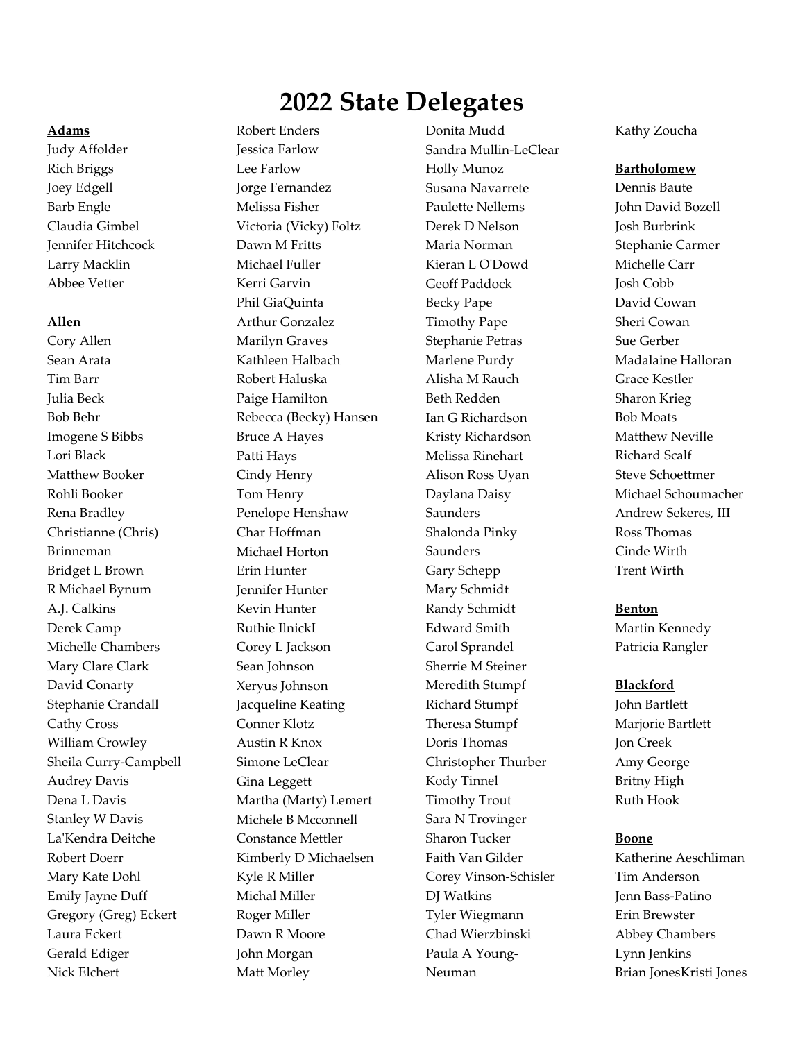# 2022 State Delegates

**Adams**

Judy Affolder
Rich Briggs
Joey Edgell
Barb Engle
Claudia Gimbel
Jennifer Hitchcock
Larry Macklin
Abbee Vetter

**Allen**

Cory Allen
Sean Arata
Tim Barr
Julia Beck
Bob Behr
Imogene S Bibbs
Lori Black
Matthew Booker
Rohli Booker
Rena Bradley
Christianne (Chris) Brinneman
Bridget L Brown
R Michael Bynum
A.J. Calkins
Derek Camp
Michelle Chambers
Mary Clare Clark
David Conarty
Stephanie Crandall
Cathy Cross
William Crowley
Sheila Curry-Campbell
Audrey Davis
Dena L Davis
Stanley W Davis
La'Kendra Deitche
Robert Doerr
Mary Kate Dohl
Emily Jayne Duff
Gregory (Greg) Eckert
Laura Eckert
Gerald Ediger
Nick Elchert
Robert Enders
Jessica Farlow
Lee Farlow
Jorge Fernandez
Melissa Fisher
Victoria (Vicky) Foltz
Dawn M Fritts
Michael Fuller
Kerri Garvin
Phil GiaQuinta
Arthur Gonzalez
Marilyn Graves
Kathleen Halbach
Robert Haluska
Paige Hamilton
Rebecca (Becky) Hansen
Bruce A Hayes
Patti Hays
Cindy Henry
Tom Henry
Penelope Henshaw
Char Hoffman
Michael Horton
Erin Hunter
Jennifer Hunter
Kevin Hunter
Ruthie IlnickI
Corey L Jackson
Sean Johnson
Xeryus Johnson
Jacqueline Keating
Conner Klotz
Austin R Knox
Simone LeClear
Gina Leggett
Martha (Marty) Lemert
Michele B Mcconnell
Constance Mettler
Kimberly D Michaelsen
Kyle R Miller
Michal Miller
Roger Miller
Dawn R Moore
John Morgan
Matt Morley
Donita Mudd
Sandra Mullin-LeClear
Holly Munoz
Susana Navarrete
Paulette Nellems
Derek D Nelson
Maria Norman
Kieran L O'Dowd
Geoff Paddock
Becky Pape
Timothy Pape
Stephanie Petras
Marlene Purdy
Alisha M Rauch
Beth Redden
Ian G Richardson
Kristy Richardson
Melissa Rinehart
Alison Ross Uyan
Daylana Daisy Saunders
Shalonda Pinky Saunders
Gary Schepp
Mary Schmidt
Randy Schmidt
Edward Smith
Carol Sprandel
Sherrie M Steiner
Meredith Stumpf
Richard Stumpf
Theresa Stumpf
Doris Thomas
Christopher Thurber
Kody Tinnel
Timothy Trout
Sara N Trovinger
Sharon Tucker
Faith Van Gilder
Corey Vinson-Schisler
DJ Watkins
Tyler Wiegmann
Chad Wierzbinski
Paula A Young-Neuman
Kathy Zoucha

**Bartholomew**

Dennis Baute
John David Bozell
Josh Burbrink
Stephanie Carmer
Michelle Carr
Josh Cobb
David Cowan
Sheri Cowan
Sue Gerber
Madalaine Halloran
Grace Kestler
Sharon Krieg
Bob Moats
Matthew Neville
Richard Scalf
Steve Schoettmer
Michael Schoumacher
Andrew Sekeres, III
Ross Thomas
Cinde Wirth
Trent Wirth

**Benton**

Martin Kennedy
Patricia Rangler

**Blackford**

John Bartlett
Marjorie Bartlett
Jon Creek
Amy George
Britny High
Ruth Hook

**Boone**

Katherine Aeschliman
Tim Anderson
Jenn Bass-Patino
Erin Brewster
Abbey Chambers
Lynn Jenkins
Brian JonesKristi Jones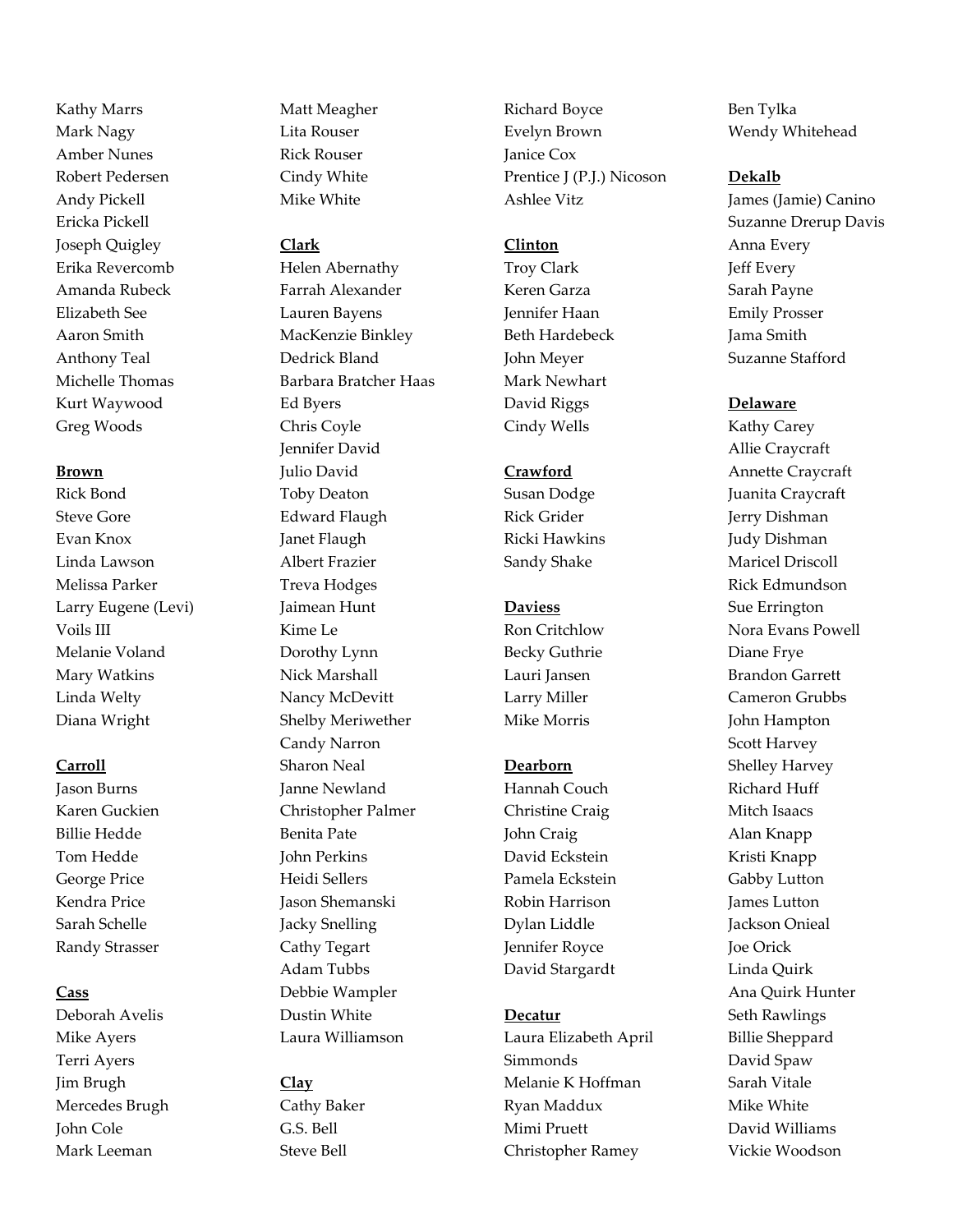Kathy Marrs
Mark Nagy
Amber Nunes
Robert Pedersen
Andy Pickell
Ericka Pickell
Joseph Quigley
Erika Revercomb
Amanda Rubeck
Elizabeth See
Aaron Smith
Anthony Teal
Michelle Thomas
Kurt Waywood
Greg Woods

**Brown**

Rick Bond
Steve Gore
Evan Knox
Linda Lawson
Melissa Parker
Larry Eugene (Levi) Voils III
Melanie Voland
Mary Watkins
Linda Welty
Diana Wright

**Carroll**

Jason Burns
Karen Guckien
Billie Hedde
Tom Hedde
George Price
Kendra Price
Sarah Schelle
Randy Strasser

**Cass**

Deborah Avelis
Mike Ayers
Terri Ayers
Jim Brugh
Mercedes Brugh
John Cole
Mark Leeman
Matt Meagher
Lita Rouser
Rick Rouser
Cindy White
Mike White

**Clark**

Helen Abernathy
Farrah Alexander
Lauren Bayens
MacKenzie Binkley
Dedrick Bland
Barbara Bratcher Haas
Ed Byers
Chris Coyle
Jennifer David
Julio David
Toby Deaton
Edward Flaugh
Janet Flaugh
Albert Frazier
Treva Hodges
Jaimean Hunt
Kime Le
Dorothy Lynn
Nick Marshall
Nancy McDevitt
Shelby Meriwether
Candy Narron
Sharon Neal
Janne Newland
Christopher Palmer
Benita Pate
John Perkins
Heidi Sellers
Jason Shemanski
Jacky Snelling
Cathy Tegart
Adam Tubbs
Debbie Wampler
Dustin White
Laura Williamson

**Clay**

Cathy Baker
G.S. Bell
Steve Bell
Richard Boyce
Evelyn Brown
Janice Cox
Prentice J (P.J.) Nicoson
Ashlee Vitz

**Clinton**

Troy Clark
Keren Garza
Jennifer Haan
Beth Hardebeck
John Meyer
Mark Newhart
David Riggs
Cindy Wells

**Crawford**

Susan Dodge
Rick Grider
Ricki Hawkins
Sandy Shake

**Daviess**

Ron Critchlow
Becky Guthrie
Lauri Jansen
Larry Miller
Mike Morris

**Dearborn**

Hannah Couch
Christine Craig
John Craig
David Eckstein
Pamela Eckstein
Robin Harrison
Dylan Liddle
Jennifer Royce
David Stargardt

**Decatur**

Laura Elizabeth April Simmonds
Melanie K Hoffman
Ryan Maddux
Mimi Pruett
Christopher Ramey
Ben Tylka
Wendy Whitehead

**Dekalb**

James (Jamie) Canino
Suzanne Drerup Davis
Anna Every
Jeff Every
Sarah Payne
Emily Prosser
Jama Smith
Suzanne Stafford

**Delaware**

Kathy Carey
Allie Craycraft
Annette Craycraft
Juanita Craycraft
Jerry Dishman
Judy Dishman
Maricel Driscoll
Rick Edmundson
Sue Errington
Nora Evans Powell
Diane Frye
Brandon Garrett
Cameron Grubbs
John Hampton
Scott Harvey
Shelley Harvey
Richard Huff
Mitch Isaacs
Alan Knapp
Kristi Knapp
Gabby Lutton
James Lutton
Jackson Onieal
Joe Orick
Linda Quirk
Ana Quirk Hunter
Seth Rawlings
Billie Sheppard
David Spaw
Sarah Vitale
Mike White
David Williams
Vickie Woodson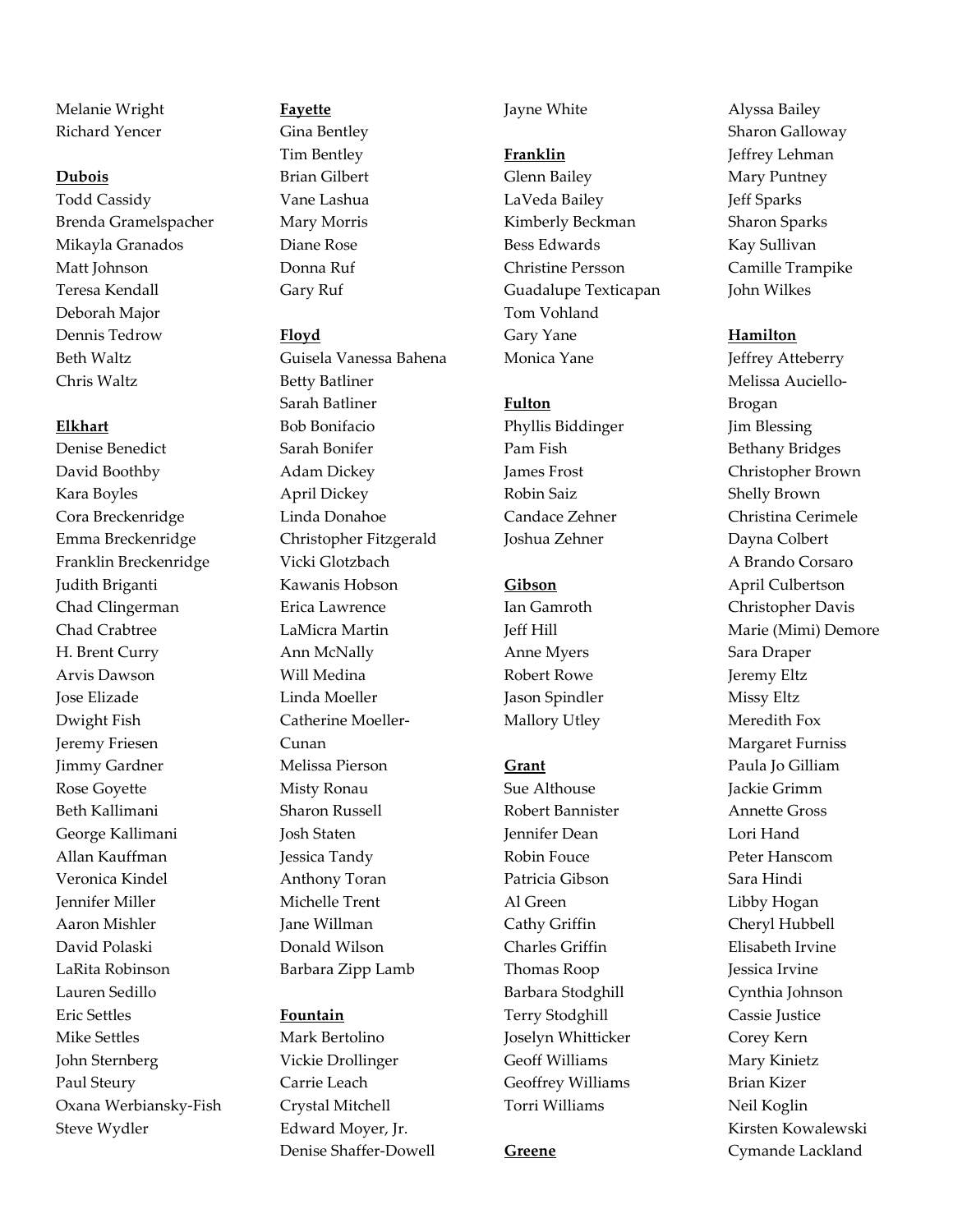Melanie Wright
Richard Yencer

**Dubois**

Todd Cassidy
Brenda Gramelspacher
Mikayla Granados
Matt Johnson
Teresa Kendall
Deborah Major
Dennis Tedrow
Beth Waltz
Chris Waltz

**Elkhart**

Denise Benedict
David Boothby
Kara Boyles
Cora Breckenridge
Emma Breckenridge
Franklin Breckenridge
Judith Briganti
Chad Clingerman
Chad Crabtree
H. Brent Curry
Arvis Dawson
Jose Elizade
Dwight Fish
Jeremy Friesen
Jimmy Gardner
Rose Goyette
Beth Kallimani
George Kallimani
Allan Kauffman
Veronica Kindel
Jennifer Miller
Aaron Mishler
David Polaski
LaRita Robinson
Lauren Sedillo
Eric Settles
Mike Settles
John Sternberg
Paul Steury
Oxana Werbiansky-Fish
Steve Wydler

**Fayette**

Gina Bentley
Tim Bentley
Brian Gilbert
Vane Lashua
Mary Morris
Diane Rose
Donna Ruf
Gary Ruf

**Floyd**

Guisela Vanessa Bahena
Betty Batliner
Sarah Batliner
Bob Bonifacio
Sarah Bonifer
Adam Dickey
April Dickey
Linda Donahoe
Christopher Fitzgerald
Vicki Glotzbach
Kawanis Hobson
Erica Lawrence
LaMicra Martin
Ann McNally
Will Medina
Linda Moeller
Catherine Moeller-Cunan
Melissa Pierson
Misty Ronau
Sharon Russell
Josh Staten
Jessica Tandy
Anthony Toran
Michelle Trent
Jane Willman
Donald Wilson
Barbara Zipp Lamb

**Fountain**

Mark Bertolino
Vickie Drollinger
Carrie Leach
Crystal Mitchell
Edward Moyer, Jr.
Denise Shaffer-Dowell
Jayne White

**Franklin**

Glenn Bailey
LaVeda Bailey
Kimberly Beckman
Bess Edwards
Christine Persson
Guadalupe Texticapan
Tom Vohland
Gary Yane
Monica Yane

**Fulton**

Phyllis Biddinger
Pam Fish
James Frost
Robin Saiz
Candace Zehner
Joshua Zehner

**Gibson**

Ian Gamroth
Jeff Hill
Anne Myers
Robert Rowe
Jason Spindler
Mallory Utley

**Grant**

Sue Althouse
Robert Bannister
Jennifer Dean
Robin Fouce
Patricia Gibson
Al Green
Cathy Griffin
Charles Griffin
Thomas Roop
Barbara Stodghill
Terry Stodghill
Joselyn Whitticker
Geoff Williams
Geoffrey Williams
Torri Williams

**Greene**

Alyssa Bailey
Sharon Galloway
Jeffrey Lehman
Mary Puntney
Jeff Sparks
Sharon Sparks
Kay Sullivan
Camille Trampike
John Wilkes

**Hamilton**

Jeffrey Atteberry
Melissa Auciello-Brogan
Jim Blessing
Bethany Bridges
Christopher Brown
Shelly Brown
Christina Cerimele
Dayna Colbert
A Brando Corsaro
April Culbertson
Christopher Davis
Marie (Mimi) Demore
Sara Draper
Jeremy Eltz
Missy Eltz
Meredith Fox
Margaret Furniss
Paula Jo Gilliam
Jackie Grimm
Annette Gross
Lori Hand
Peter Hanscom
Sara Hindi
Libby Hogan
Cheryl Hubbell
Elisabeth Irvine
Jessica Irvine
Cynthia Johnson
Cassie Justice
Corey Kern
Mary Kinietz
Brian Kizer
Neil Koglin
Kirsten Kowalewski
Cymande Lackland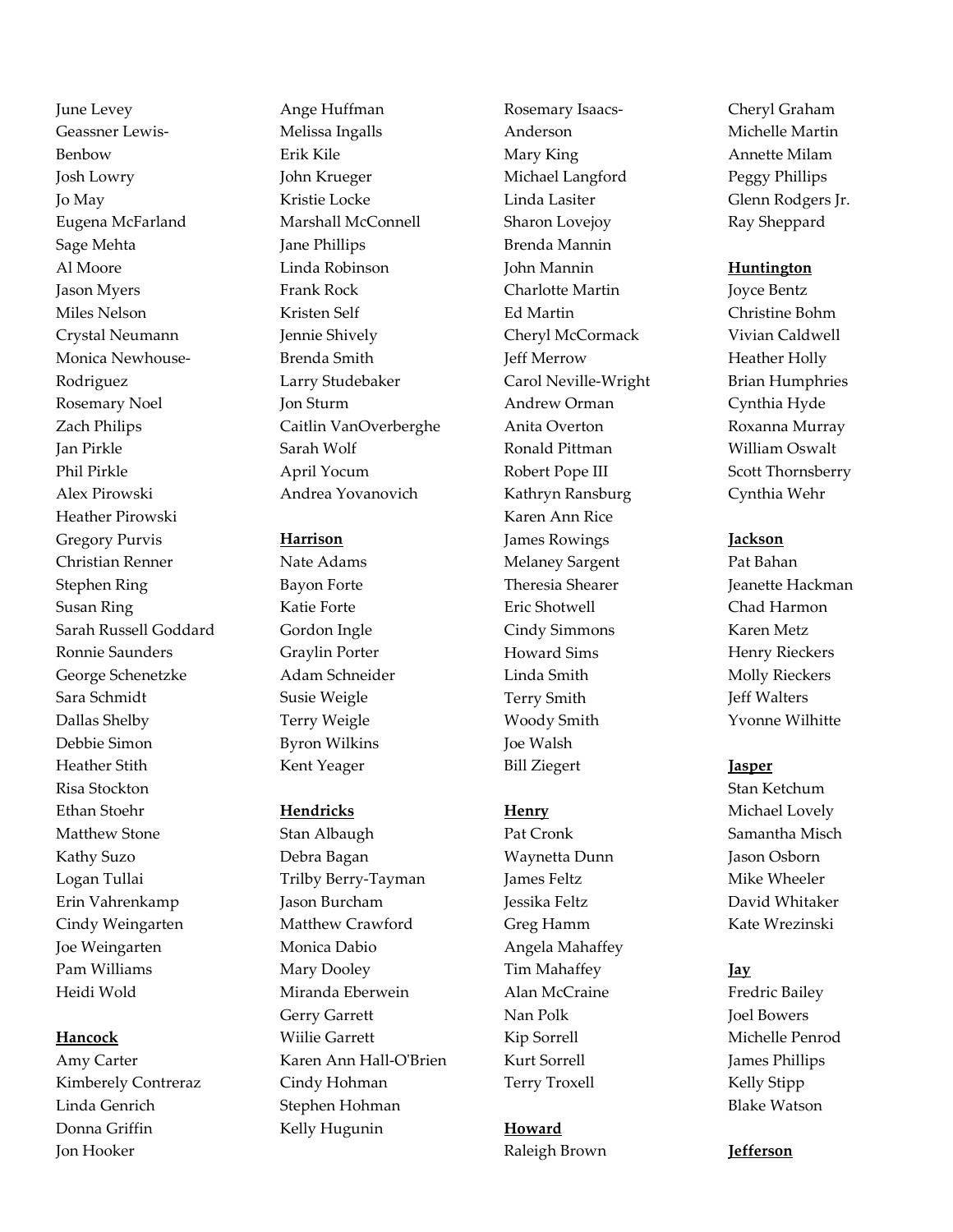June Levey
Geassner Lewis-Benbow
Josh Lowry
Jo May
Eugena McFarland
Sage Mehta
Al Moore
Jason Myers
Miles Nelson
Crystal Neumann
Monica Newhouse-Rodriguez
Rosemary Noel
Zach Philips
Jan Pirkle
Phil Pirkle
Alex Pirowski
Heather Pirowski
Gregory Purvis
Christian Renner
Stephen Ring
Susan Ring
Sarah Russell Goddard
Ronnie Saunders
George Schenetzke
Sara Schmidt
Dallas Shelby
Debbie Simon
Heather Stith
Risa Stockton
Ethan Stoehr
Matthew Stone
Kathy Suzo
Logan Tullai
Erin Vahrenkamp
Cindy Weingarten
Joe Weingarten
Pam Williams
Heidi Wold

**Hancock**

Amy Carter
Kimberely Contreraz
Linda Genrich
Donna Griffin
Jon Hooker
Ange Huffman
Melissa Ingalls
Erik Kile
John Krueger
Kristie Locke
Marshall McConnell
Jane Phillips
Linda Robinson
Frank Rock
Kristen Self
Jennie Shively
Brenda Smith
Larry Studebaker
Jon Sturm
Caitlin VanOverberghe
Sarah Wolf
April Yocum
Andrea Yovanovich

**Harrison**

Nate Adams
Bayon Forte
Katie Forte
Gordon Ingle
Graylin Porter
Adam Schneider
Susie Weigle
Terry Weigle
Byron Wilkins
Kent Yeager

**Hendricks**

Stan Albaugh
Debra Bagan
Trilby Berry-Tayman
Jason Burcham
Matthew Crawford
Monica Dabio
Mary Dooley
Miranda Eberwein
Gerry Garrett
Wiilie Garrett
Karen Ann Hall-O'Brien
Cindy Hohman
Stephen Hohman
Kelly Hugunin
Rosemary Isaacs-Anderson
Mary King
Michael Langford
Linda Lasiter
Sharon Lovejoy
Brenda Mannin
John Mannin
Charlotte Martin
Ed Martin
Cheryl McCormack
Jeff Merrow
Carol Neville-Wright
Andrew Orman
Anita Overton
Ronald Pittman
Robert Pope III
Kathryn Ransburg
Karen Ann Rice
James Rowings
Melaney Sargent
Theresia Shearer
Eric Shotwell
Cindy Simmons
Howard Sims
Linda Smith
Terry Smith
Woody Smith
Joe Walsh
Bill Ziegert

**Henry**

Pat Cronk
Waynetta Dunn
James Feltz
Jessika Feltz
Greg Hamm
Angela Mahaffey
Tim Mahaffey
Alan McCraine
Nan Polk
Kip Sorrell
Kurt Sorrell
Terry Troxell

**Howard**

Raleigh Brown
Cheryl Graham
Michelle Martin
Annette Milam
Peggy Phillips
Glenn Rodgers Jr.
Ray Sheppard

**Huntington**

Joyce Bentz
Christine Bohm
Vivian Caldwell
Heather Holly
Brian Humphries
Cynthia Hyde
Roxanna Murray
William Oswalt
Scott Thornsberry
Cynthia Wehr

**Jackson**

Pat Bahan
Jeanette Hackman
Chad Harmon
Karen Metz
Henry Rieckers
Molly Rieckers
Jeff Walters
Yvonne Wilhitte

**Jasper**

Stan Ketchum
Michael Lovely
Samantha Misch
Jason Osborn
Mike Wheeler
David Whitaker
Kate Wrezinski

**Jay**

Fredric Bailey
Joel Bowers
Michelle Penrod
James Phillips
Kelly Stipp
Blake Watson

**Jefferson**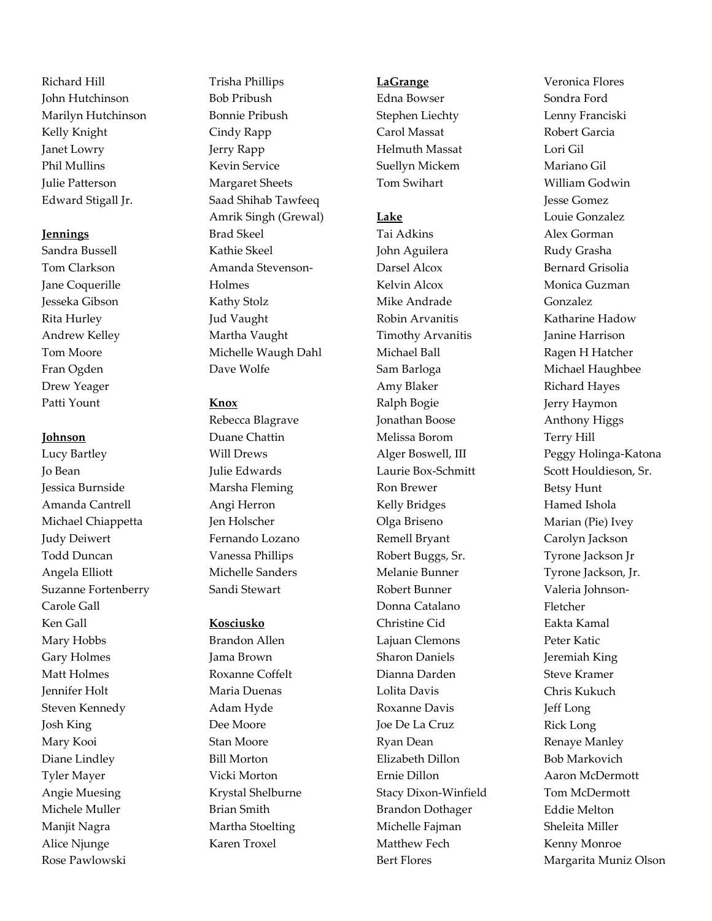Richard Hill
John Hutchinson
Marilyn Hutchinson
Kelly Knight
Janet Lowry
Phil Mullins
Julie Patterson
Edward Stigall Jr.

**Jennings**

Sandra Bussell
Tom Clarkson
Jane Coquerille
Jesseka Gibson
Rita Hurley
Andrew Kelley
Tom Moore
Fran Ogden
Drew Yeager
Patti Yount

**Johnson**

Lucy Bartley
Jo Bean
Jessica Burnside
Amanda Cantrell
Michael Chiappetta
Judy Deiwert
Todd Duncan
Angela Elliott
Suzanne Fortenberry
Carole Gall
Ken Gall
Mary Hobbs
Gary Holmes
Matt Holmes
Jennifer Holt
Steven Kennedy
Josh King
Mary Kooi
Diane Lindley
Tyler Mayer
Angie Muesing
Michele Muller
Manjit Nagra
Alice Njunge
Rose Pawlowski
Trisha Phillips
Bob Pribush
Bonnie Pribush
Cindy Rapp
Jerry Rapp
Kevin Service
Margaret Sheets
Saad Shihab Tawfeeq
Amrik Singh (Grewal)
Brad Skeel
Kathie Skeel
Amanda Stevenson-Holmes
Kathy Stolz
Jud Vaught
Martha Vaught
Michelle Waugh Dahl
Dave Wolfe

**Knox**

Rebecca Blagrave
Duane Chattin
Will Drews
Julie Edwards
Marsha Fleming
Angi Herron
Jen Holscher
Fernando Lozano
Vanessa Phillips
Michelle Sanders
Sandi Stewart

**Kosciusko**

Brandon Allen
Jama Brown
Roxanne Coffelt
Maria Duenas
Adam Hyde
Dee Moore
Stan Moore
Bill Morton
Vicki Morton
Krystal Shelburne
Brian Smith
Martha Stoelting
Karen Troxel

**LaGrange**

Edna Bowser
Stephen Liechty
Carol Massat
Helmuth Massat
Suellyn Mickem
Tom Swihart

**Lake**

Tai Adkins
John Aguilera
Darsel Alcox
Kelvin Alcox
Mike Andrade
Robin Arvanitis
Timothy Arvanitis
Michael Ball
Sam Barloga
Amy Blaker
Ralph Bogie
Jonathan Boose
Melissa Borom
Alger Boswell, III
Laurie Box-Schmitt
Ron Brewer
Kelly Bridges
Olga Briseno
Remell Bryant
Robert Buggs, Sr.
Melanie Bunner
Robert Bunner
Donna Catalano
Christine Cid
Lajuan Clemons
Sharon Daniels
Dianna Darden
Lolita Davis
Roxanne Davis
Joe De La Cruz
Ryan Dean
Elizabeth Dillon
Ernie Dillon
Stacy Dixon-Winfield
Brandon Dothager
Michelle Fajman
Matthew Fech
Bert Flores
Veronica Flores
Sondra Ford
Lenny Franciski
Robert Garcia
Lori Gil
Mariano Gil
William Godwin
Jesse Gomez
Louie Gonzalez
Alex Gorman
Rudy Grasha
Bernard Grisolia
Monica Guzman Gonzalez
Katharine Hadow
Janine Harrison
Ragen H Hatcher
Michael Haughbee
Richard Hayes
Jerry Haymon
Anthony Higgs
Terry Hill
Peggy Holinga-Katona
Scott Houldieson, Sr.
Betsy Hunt
Hamed Ishola
Marian (Pie) Ivey
Carolyn Jackson
Tyrone Jackson Jr
Tyrone Jackson, Jr.
Valeria Johnson-Fletcher
Eakta Kamal
Peter Katic
Jeremiah King
Steve Kramer
Chris Kukuch
Jeff Long
Rick Long
Renaye Manley
Bob Markovich
Aaron McDermott
Tom McDermott
Eddie Melton
Sheleita Miller
Kenny Monroe
Margarita Muniz Olson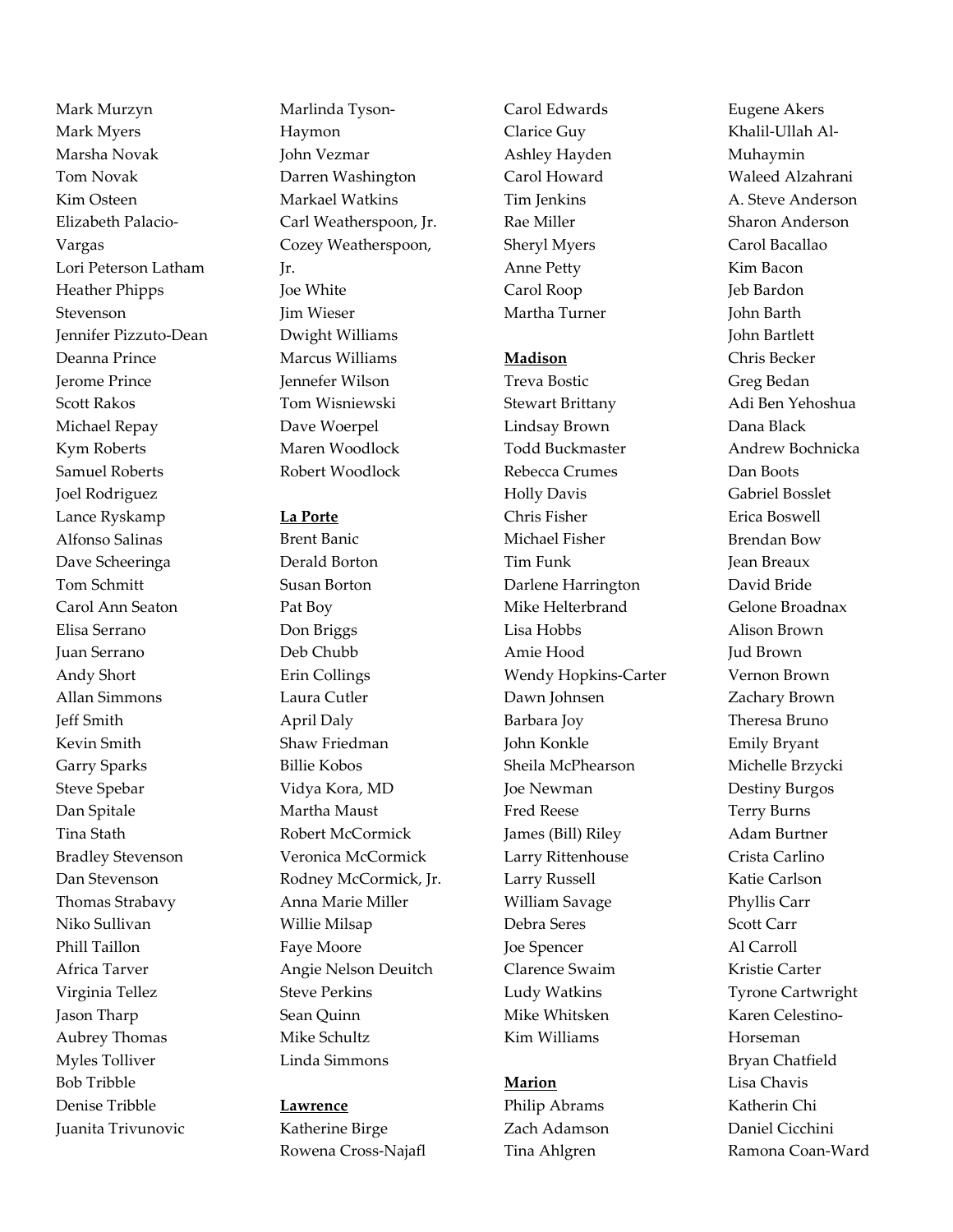Mark Murzyn
Mark Myers
Marsha Novak
Tom Novak
Kim Osteen
Elizabeth Palacio-Vargas
Lori Peterson Latham
Heather Phipps Stevenson
Jennifer Pizzuto-Dean
Deanna Prince
Jerome Prince
Scott Rakos
Michael Repay
Kym Roberts
Samuel Roberts
Joel Rodriguez
Lance Ryskamp
Alfonso Salinas
Dave Scheeringa
Tom Schmitt
Carol Ann Seaton
Elisa Serrano
Juan Serrano
Andy Short
Allan Simmons
Jeff Smith
Kevin Smith
Garry Sparks
Steve Spebar
Dan Spitale
Tina Stath
Bradley Stevenson
Dan Stevenson
Thomas Strabavy
Niko Sullivan
Phill Taillon
Africa Tarver
Virginia Tellez
Jason Tharp
Aubrey Thomas
Myles Tolliver
Bob Tribble
Denise Tribble
Juanita Trivunovic

Marlinda Tyson-Haymon
John Vezmar
Darren Washington
Markael Watkins
Carl Weatherspoon, Jr.
Cozey Weatherspoon, Jr.
Joe White
Jim Wieser
Dwight Williams
Marcus Williams
Jennefer Wilson
Tom Wisniewski
Dave Woerpel
Maren Woodlock
Robert Woodlock

**La Porte**

Brent Banic
Derald Borton
Susan Borton
Pat Boy
Don Briggs
Deb Chubb
Erin Collings
Laura Cutler
April Daly
Shaw Friedman
Billie Kobos
Vidya Kora, MD
Martha Maust
Robert McCormick
Veronica McCormick
Rodney McCormick, Jr.
Anna Marie Miller
Willie Milsap
Faye Moore
Angie Nelson Deuitch
Steve Perkins
Sean Quinn
Mike Schultz
Linda Simmons

**Lawrence**

Katherine Birge
Rowena Cross-Najafl

Carol Edwards
Clarice Guy
Ashley Hayden
Carol Howard
Tim Jenkins
Rae Miller
Sheryl Myers
Anne Petty
Carol Roop
Martha Turner

**Madison**

Treva Bostic
Stewart Brittany
Lindsay Brown
Todd Buckmaster
Rebecca Crumes
Holly Davis
Chris Fisher
Michael Fisher
Tim Funk
Darlene Harrington
Mike Helterbrand
Lisa Hobbs
Amie Hood
Wendy Hopkins-Carter
Dawn Johnsen
Barbara Joy
John Konkle
Sheila McPhearson
Joe Newman
Fred Reese
James (Bill) Riley
Larry Rittenhouse
Larry Russell
William Savage
Debra Seres
Joe Spencer
Clarence Swaim
Ludy Watkins
Mike Whitsken
Kim Williams

**Marion**

Philip Abrams
Zach Adamson
Tina Ahlgren

Eugene Akers
Khalil-Ullah Al-Muhaymin
Waleed Alzahrani
A. Steve Anderson
Sharon Anderson
Carol Bacallao
Kim Bacon
Jeb Bardon
John Barth
John Bartlett
Chris Becker
Greg Bedan
Adi Ben Yehoshua
Dana Black
Andrew Bochnicka
Dan Boots
Gabriel Bosslet
Erica Boswell
Brendan Bow
Jean Breaux
David Bride
Gelone Broadnax
Alison Brown
Jud Brown
Vernon Brown
Zachary Brown
Theresa Bruno
Emily Bryant
Michelle Brzycki
Destiny Burgos
Terry Burns
Adam Burtner
Crista Carlino
Katie Carlson
Phyllis Carr
Scott Carr
Al Carroll
Kristie Carter
Tyrone Cartwright
Karen Celestino-Horseman
Bryan Chatfield
Lisa Chavis
Katherin Chi
Daniel Cicchini
Ramona Coan-Ward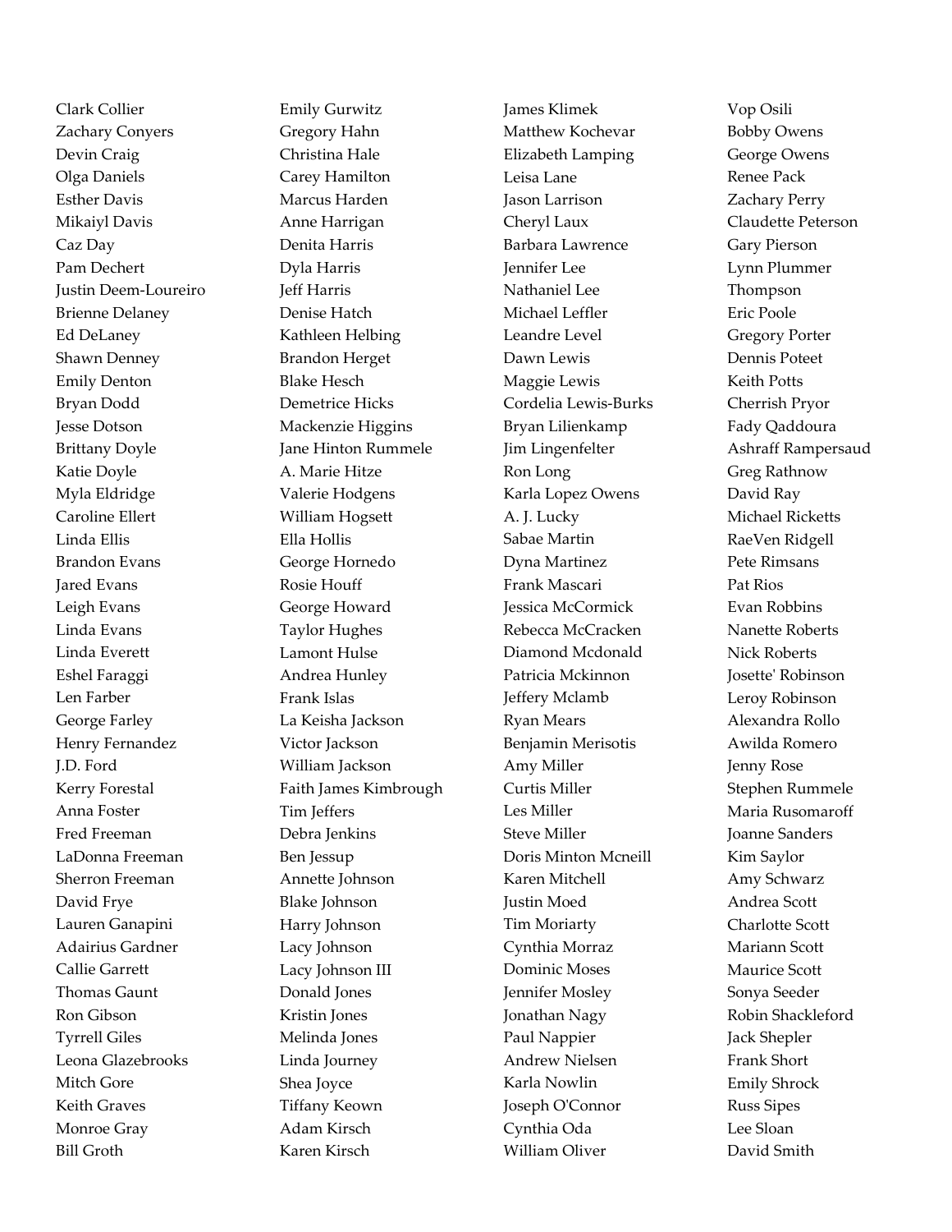Clark Collier
Zachary Conyers
Devin Craig
Olga Daniels
Esther Davis
Mikaiyl Davis
Caz Day
Pam Dechert
Justin Deem-Loureiro
Brienne Delaney
Ed DeLaney
Shawn Denney
Emily Denton
Bryan Dodd
Jesse Dotson
Brittany Doyle
Katie Doyle
Myla Eldridge
Caroline Ellert
Linda Ellis
Brandon Evans
Jared Evans
Leigh Evans
Linda Evans
Linda Everett
Eshel Faraggi
Len Farber
George Farley
Henry Fernandez
J.D. Ford
Kerry Forestal
Anna Foster
Fred Freeman
LaDonna Freeman
Sherron Freeman
David Frye
Lauren Ganapini
Adairius Gardner
Callie Garrett
Thomas Gaunt
Ron Gibson
Tyrrell Giles
Leona Glazebrooks
Mitch Gore
Keith Graves
Monroe Gray
Bill Groth

Emily Gurwitz
Gregory Hahn
Christina Hale
Carey Hamilton
Marcus Harden
Anne Harrigan
Denita Harris
Dyla Harris
Jeff Harris
Denise Hatch
Kathleen Helbing
Brandon Herget
Blake Hesch
Demetrice Hicks
Mackenzie Higgins
Jane Hinton Rummele
A. Marie Hitze
Valerie Hodgens
William Hogsett
Ella Hollis
George Hornedo
Rosie Houff
George Howard
Taylor Hughes
Lamont Hulse
Andrea Hunley
Frank Islas
La Keisha Jackson
Victor Jackson
William Jackson
Faith James Kimbrough
Tim Jeffers
Debra Jenkins
Ben Jessup
Annette Johnson
Blake Johnson
Harry Johnson
Lacy Johnson
Lacy Johnson III
Donald Jones
Kristin Jones
Melinda Jones
Linda Journey
Shea Joyce
Tiffany Keown
Adam Kirsch
Karen Kirsch

James Klimek
Matthew Kochevar
Elizabeth Lamping
Leisa Lane
Jason Larrison
Cheryl Laux
Barbara Lawrence
Jennifer Lee
Nathaniel Lee
Michael Leffler
Leandre Level
Dawn Lewis
Maggie Lewis
Cordelia Lewis-Burks
Bryan Lilienkamp
Jim Lingenfelter
Ron Long
Karla Lopez Owens
A. J. Lucky
Sabae Martin
Dyna Martinez
Frank Mascari
Jessica McCormick
Rebecca McCracken
Diamond Mcdonald
Patricia Mckinnon
Jeffery Mclamb
Ryan Mears
Benjamin Merisotis
Amy Miller
Curtis Miller
Les Miller
Steve Miller
Doris Minton Mcneill
Karen Mitchell
Justin Moed
Tim Moriarty
Cynthia Morraz
Dominic Moses
Jennifer Mosley
Jonathan Nagy
Paul Nappier
Andrew Nielsen
Karla Nowlin
Joseph O'Connor
Cynthia Oda
William Oliver

Vop Osili
Bobby Owens
George Owens
Renee Pack
Zachary Perry
Claudette Peterson
Gary Pierson
Lynn Plummer
Thompson
Eric Poole
Gregory Porter
Dennis Poteet
Keith Potts
Cherrish Pryor
Fady Qaddoura
Ashraff Rampersaud
Greg Rathnow
David Ray
Michael Ricketts
RaeVen Ridgell
Pete Rimsans
Pat Rios
Evan Robbins
Nanette Roberts
Nick Roberts
Josette' Robinson
Leroy Robinson
Alexandra Rollo
Awilda Romero
Jenny Rose
Stephen Rummele
Maria Rusomaroff
Joanne Sanders
Kim Saylor
Amy Schwarz
Andrea Scott
Charlotte Scott
Mariann Scott
Maurice Scott
Sonya Seeder
Robin Shackleford
Jack Shepler
Frank Short
Emily Shrock
Russ Sipes
Lee Sloan
David Smith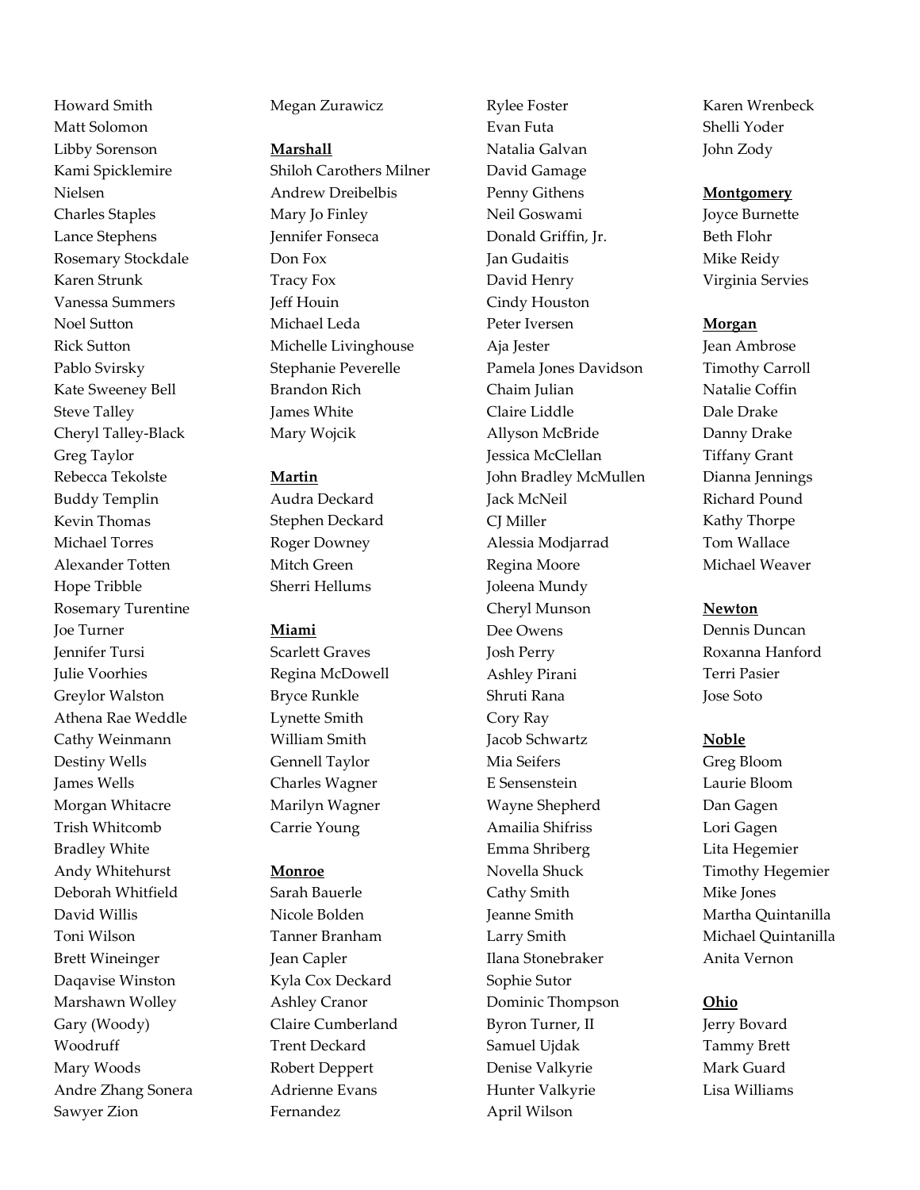Howard Smith
Matt Solomon
Libby Sorenson
Kami Spicklemire
Nielsen
Charles Staples
Lance Stephens
Rosemary Stockdale
Karen Strunk
Vanessa Summers
Noel Sutton
Rick Sutton
Pablo Svirsky
Kate Sweeney Bell
Steve Talley
Cheryl Talley-Black
Greg Taylor
Rebecca Tekolste
Buddy Templin
Kevin Thomas
Michael Torres
Alexander Totten
Hope Tribble
Rosemary Turentine
Joe Turner
Jennifer Tursi
Julie Voorhies
Greylor Walston
Athena Rae Weddle
Cathy Weinmann
Destiny Wells
James Wells
Morgan Whitacre
Trish Whitcomb
Bradley White
Andy Whitehurst
Deborah Whitfield
David Willis
Toni Wilson
Brett Wineinger
Daqavise Winston
Marshawn Wolley
Gary (Woody) Woodruff
Mary Woods
Andre Zhang Sonera
Sawyer Zion
Megan Zurawicz

**Marshall**

Shiloh Carothers Milner
Andrew Dreibelbis
Mary Jo Finley
Jennifer Fonseca
Don Fox
Tracy Fox
Jeff Houin
Michael Leda
Michelle Livinghouse
Stephanie Peverelle
Brandon Rich
James White
Mary Wojcik

**Martin**

Audra Deckard
Stephen Deckard
Roger Downey
Mitch Green
Sherri Hellums

**Miami**

Scarlett Graves
Regina McDowell
Bryce Runkle
Lynette Smith
William Smith
Gennell Taylor
Charles Wagner
Marilyn Wagner
Carrie Young

**Monroe**

Sarah Bauerle
Nicole Bolden
Tanner Branham
Jean Capler
Kyla Cox Deckard
Ashley Cranor
Claire Cumberland
Trent Deckard
Robert Deppert
Adrienne Evans Fernandez
Rylee Foster
Evan Futa
Natalia Galvan
David Gamage
Penny Githens
Neil Goswami
Donald Griffin, Jr.
Jan Gudaitis
David Henry
Cindy Houston
Peter Iversen
Aja Jester
Pamela Jones Davidson
Chaim Julian
Claire Liddle
Allyson McBride
Jessica McClellan
John Bradley McMullen
Jack McNeil
CJ Miller
Alessia Modjarrad
Regina Moore
Joleena Mundy
Cheryl Munson
Dee Owens
Josh Perry
Ashley Pirani
Shruti Rana
Cory Ray
Jacob Schwartz
Mia Seifers
E Sensenstein
Wayne Shepherd
Amailia Shifriss
Emma Shriberg
Novella Shuck
Cathy Smith
Jeanne Smith
Larry Smith
Ilana Stonebraker
Sophie Sutor
Dominic Thompson
Byron Turner, II
Samuel Ujdak
Denise Valkyrie
Hunter Valkyrie
April Wilson
Karen Wrenbeck
Shelli Yoder
John Zody

**Montgomery**

Joyce Burnette
Beth Flohr
Mike Reidy
Virginia Servies

**Morgan**

Jean Ambrose
Timothy Carroll
Natalie Coffin
Dale Drake
Danny Drake
Tiffany Grant
Dianna Jennings
Richard Pound
Kathy Thorpe
Tom Wallace
Michael Weaver

**Newton**

Dennis Duncan
Roxanna Hanford
Terri Pasier
Jose Soto

**Noble**

Greg Bloom
Laurie Bloom
Dan Gagen
Lori Gagen
Lita Hegemier
Timothy Hegemier
Mike Jones
Martha Quintanilla
Michael Quintanilla
Anita Vernon

**Ohio**

Jerry Bovard
Tammy Brett
Mark Guard
Lisa Williams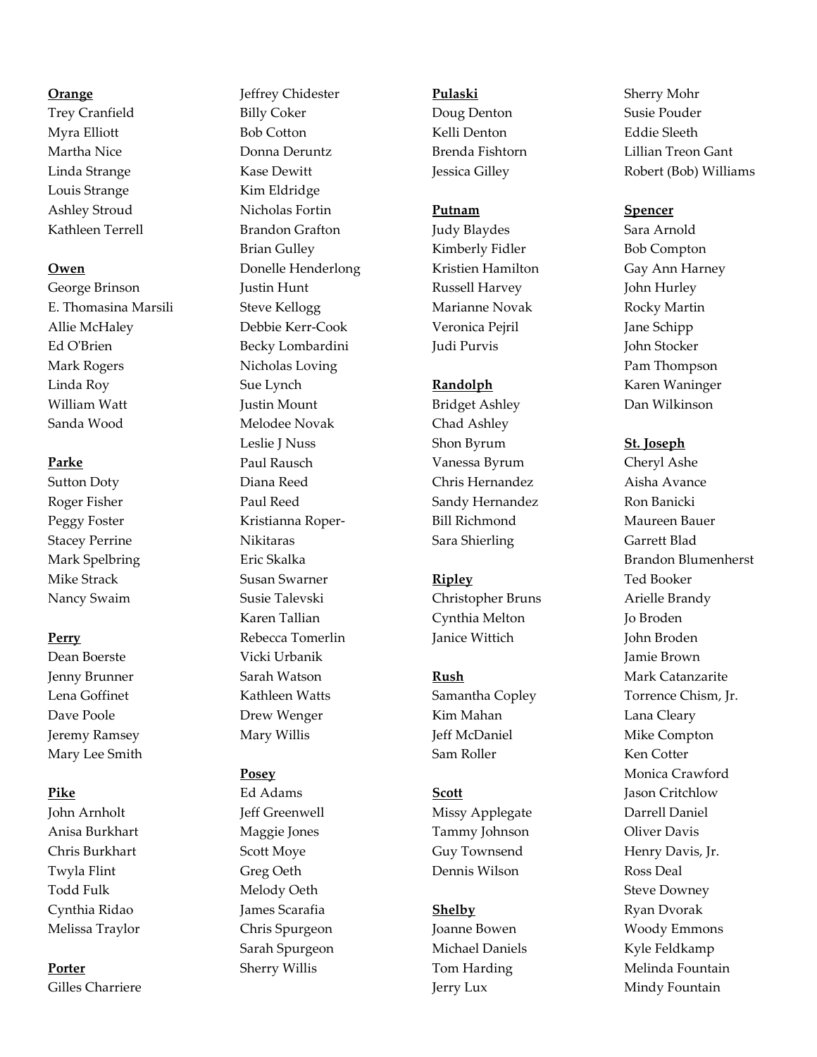**Orange**

Trey Cranfield
Myra Elliott
Martha Nice
Linda Strange
Louis Strange
Ashley Stroud
Kathleen Terrell

**Owen**

George Brinson
E. Thomasina Marsili
Allie McHaley
Ed O'Brien
Mark Rogers
Linda Roy
William Watt
Sanda Wood

**Parke**

Sutton Doty
Roger Fisher
Peggy Foster
Stacey Perrine
Mark Spelbring
Mike Strack
Nancy Swaim

**Perry**

Dean Boerste
Jenny Brunner
Lena Goffinet
Dave Poole
Jeremy Ramsey
Mary Lee Smith

**Pike**

John Arnholt
Anisa Burkhart
Chris Burkhart
Twyla Flint
Todd Fulk
Cynthia Ridao
Melissa Traylor

**Porter**

Gilles Charriere
Jeffrey Chidester
Billy Coker
Bob Cotton
Donna Deruntz
Kase Dewitt
Kim Eldridge
Nicholas Fortin
Brandon Grafton
Brian Gulley
Donelle Henderlong
Justin Hunt
Steve Kellogg
Debbie Kerr-Cook
Becky Lombardini
Nicholas Loving
Sue Lynch
Justin Mount
Melodee Novak
Leslie J Nuss
Paul Rausch
Diana Reed
Paul Reed
Kristianna Roper-Nikitaras
Eric Skalka
Susan Swarner
Susie Talevski
Karen Tallian
Rebecca Tomerlin
Vicki Urbanik
Sarah Watson
Kathleen Watts
Drew Wenger
Mary Willis

**Posey**

Ed Adams
Jeff Greenwell
Maggie Jones
Scott Moye
Greg Oeth
Melody Oeth
James Scarafia
Chris Spurgeon
Sarah Spurgeon
Sherry Willis

**Pulaski**

Doug Denton
Kelli Denton
Brenda Fishtorn
Jessica Gilley

**Putnam**

Judy Blaydes
Kimberly Fidler
Kristien Hamilton
Russell Harvey
Marianne Novak
Veronica Pejril
Judi Purvis

**Randolph**

Bridget Ashley
Chad Ashley
Shon Byrum
Vanessa Byrum
Chris Hernandez
Sandy Hernandez
Bill Richmond
Sara Shierling

**Ripley**

Christopher Bruns
Cynthia Melton
Janice Wittich

**Rush**

Samantha Copley
Kim Mahan
Jeff McDaniel
Sam Roller

**Scott**

Missy Applegate
Tammy Johnson
Guy Townsend
Dennis Wilson

**Shelby**

Joanne Bowen
Michael Daniels
Tom Harding
Jerry Lux
Sherry Mohr
Susie Pouder
Eddie Sleeth
Lillian Treon Gant
Robert (Bob) Williams

**Spencer**

Sara Arnold
Bob Compton
Gay Ann Harney
John Hurley
Rocky Martin
Jane Schipp
John Stocker
Pam Thompson
Karen Waninger
Dan Wilkinson

**St. Joseph**

Cheryl Ashe
Aisha Avance
Ron Banicki
Maureen Bauer
Garrett Blad
Brandon Blumenherst
Ted Booker
Arielle Brandy
Jo Broden
John Broden
Jamie Brown
Mark Catanzarite
Torrence Chism, Jr.
Lana Cleary
Mike Compton
Ken Cotter
Monica Crawford
Jason Critchlow
Darrell Daniel
Oliver Davis
Henry Davis, Jr.
Ross Deal
Steve Downey
Ryan Dvorak
Woody Emmons
Kyle Feldkamp
Melinda Fountain
Mindy Fountain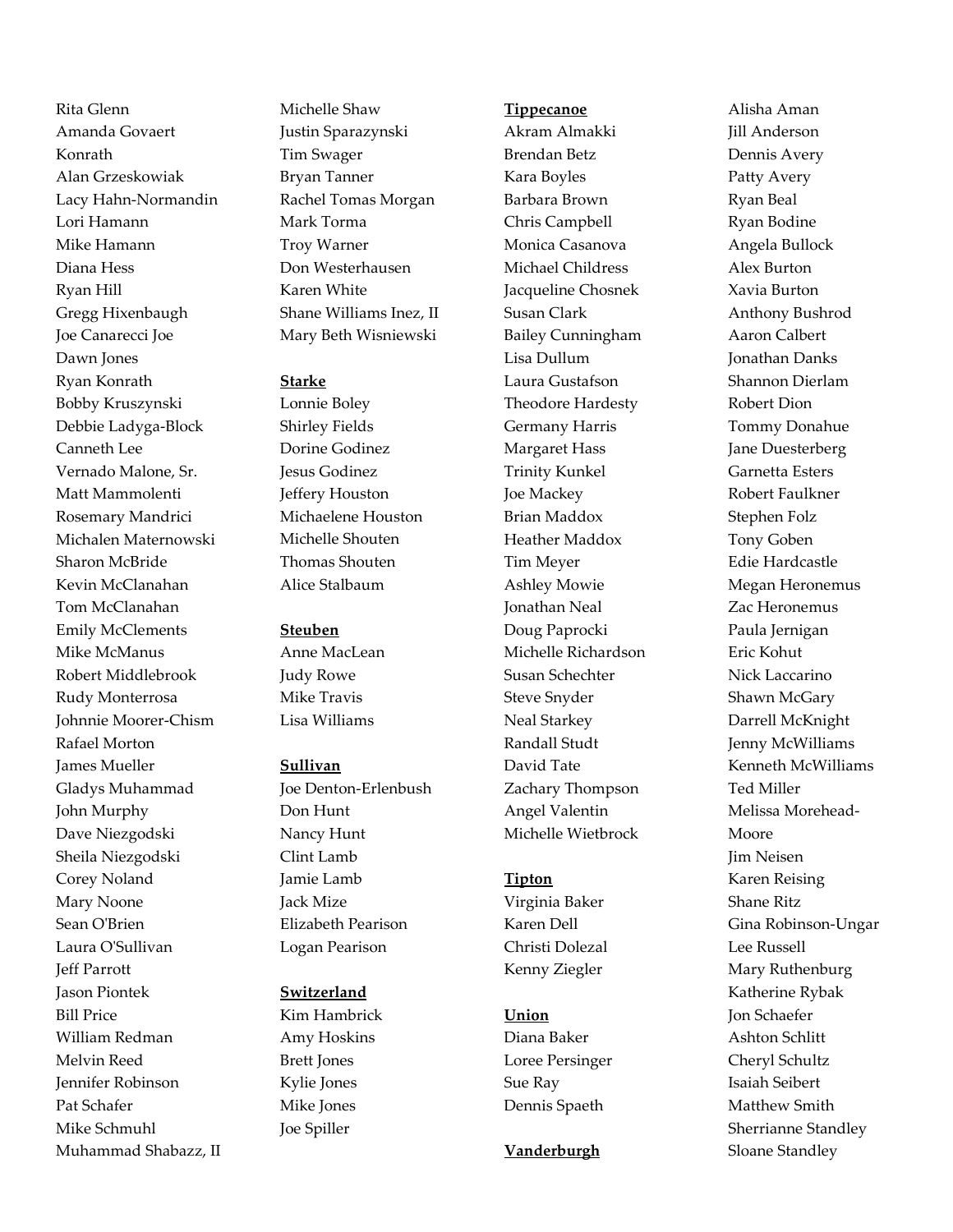Rita Glenn
Amanda Govaert
Konrath
Alan Grzeskowiak
Lacy Hahn-Normandin
Lori Hamann
Mike Hamann
Diana Hess
Ryan Hill
Gregg Hixenbaugh
Joe Canarecci Joe
Dawn Jones
Ryan Konrath
Bobby Kruszynski
Debbie Ladyga-Block
Canneth Lee
Vernado Malone, Sr.
Matt Mammolenti
Rosemary Mandrici
Michalen Maternowski
Sharon McBride
Kevin McClanahan
Tom McClanahan
Emily McClements
Mike McManus
Robert Middlebrook
Rudy Monterrosa
Johnnie Moorer-Chism
Rafael Morton
James Mueller
Gladys Muhammad
John Murphy
Dave Niezgodski
Sheila Niezgodski
Corey Noland
Mary Noone
Sean O'Brien
Laura O'Sullivan
Jeff Parrott
Jason Piontek
Bill Price
William Redman
Melvin Reed
Jennifer Robinson
Pat Schafer
Mike Schmuhl
Muhammad Shabazz, II
Michelle Shaw
Justin Sparazynski
Tim Swager
Bryan Tanner
Rachel Tomas Morgan
Mark Torma
Troy Warner
Don Westerhausen
Karen White
Shane Williams Inez, II
Mary Beth Wisniewski

**Starke**

Lonnie Boley
Shirley Fields
Dorine Godinez
Jesus Godinez
Jeffery Houston
Michaelene Houston
Michelle Shouten
Thomas Shouten
Alice Stalbaum

**Steuben**

Anne MacLean
Judy Rowe
Mike Travis
Lisa Williams

**Sullivan**

Joe Denton-Erlenbush
Don Hunt
Nancy Hunt
Clint Lamb
Jamie Lamb
Jack Mize
Elizabeth Pearison
Logan Pearison

**Switzerland**

Kim Hambrick
Amy Hoskins
Brett Jones
Kylie Jones
Mike Jones
Joe Spiller

**Tippecanoe**

Akram Almakki
Brendan Betz
Kara Boyles
Barbara Brown
Chris Campbell
Monica Casanova
Michael Childress
Jacqueline Chosnek
Susan Clark
Bailey Cunningham
Lisa Dullum
Laura Gustafson
Theodore Hardesty
Germany Harris
Margaret Hass
Trinity Kunkel
Joe Mackey
Brian Maddox
Heather Maddox
Tim Meyer
Ashley Mowie
Jonathan Neal
Doug Paprocki
Michelle Richardson
Susan Schechter
Steve Snyder
Neal Starkey
Randall Studt
David Tate
Zachary Thompson
Angel Valentin
Michelle Wietbrock

**Tipton**

Virginia Baker
Karen Dell
Christi Dolezal
Kenny Ziegler

**Union**

Diana Baker
Loree Persinger
Sue Ray
Dennis Spaeth

**Vanderburgh**

Alisha Aman
Jill Anderson
Dennis Avery
Patty Avery
Ryan Beal
Ryan Bodine
Angela Bullock
Alex Burton
Xavia Burton
Anthony Bushrod
Aaron Calbert
Jonathan Danks
Shannon Dierlam
Robert Dion
Tommy Donahue
Jane Duesterberg
Garnetta Esters
Robert Faulkner
Stephen Folz
Tony Goben
Edie Hardcastle
Megan Heronemus
Zac Heronemus
Paula Jernigan
Eric Kohut
Nick Laccarino
Shawn McGary
Darrell McKnight
Jenny McWilliams
Kenneth McWilliams
Ted Miller
Melissa Morehead-Moore
Jim Neisen
Karen Reising
Shane Ritz
Gina Robinson-Ungar
Lee Russell
Mary Ruthenburg
Katherine Rybak
Jon Schaefer
Ashton Schlitt
Cheryl Schultz
Isaiah Seibert
Matthew Smith
Sherrianne Standley
Sloane Standley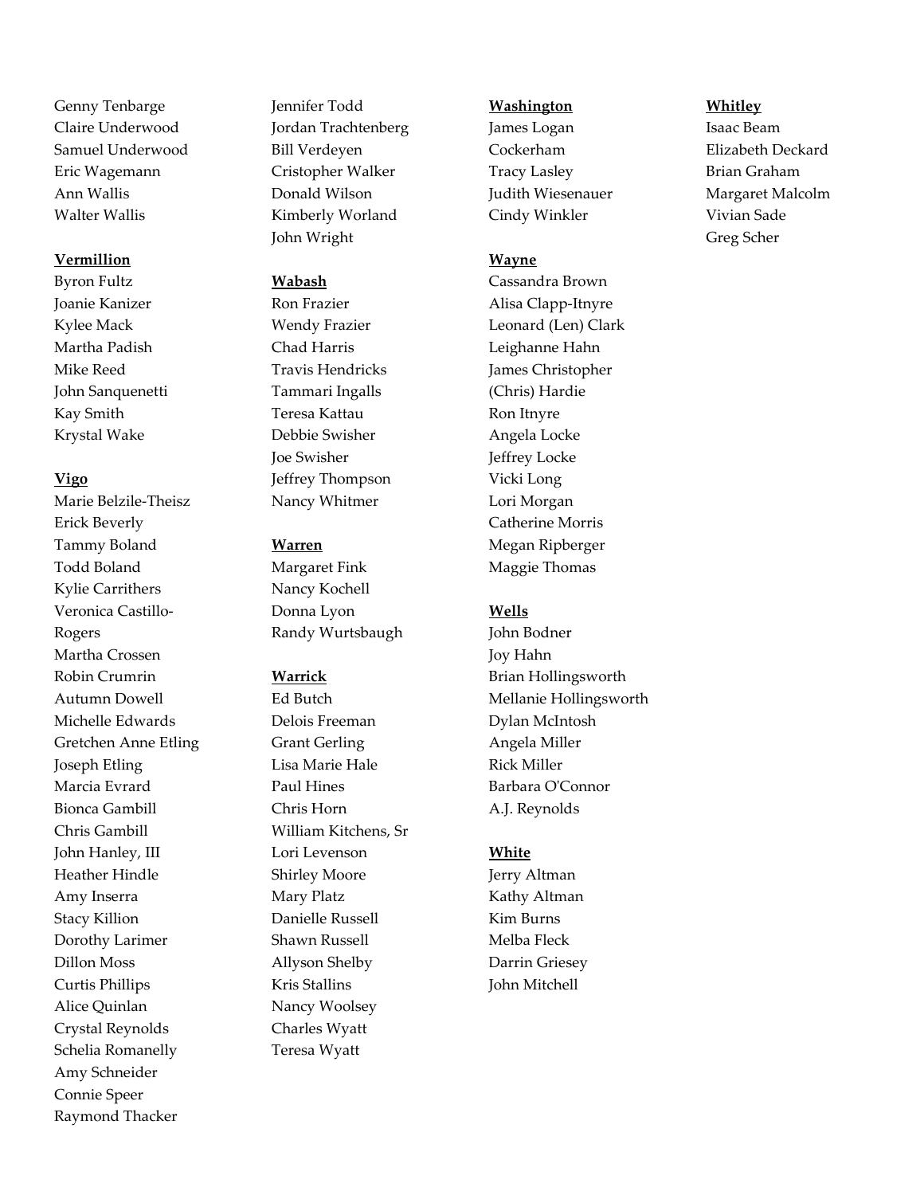Genny Tenbarge
Claire Underwood
Samuel Underwood
Eric Wagemann
Ann Wallis
Walter Wallis

**Vermillion**

Byron Fultz
Joanie Kanizer
Kylee Mack
Martha Padish
Mike Reed
John Sanquenetti
Kay Smith
Krystal Wake

**Vigo**

Marie Belzile-Theisz
Erick Beverly
Tammy Boland
Todd Boland
Kylie Carrithers
Veronica Castillo-Rogers
Martha Crossen
Robin Crumrin
Autumn Dowell
Michelle Edwards
Gretchen Anne Etling
Joseph Etling
Marcia Evrard
Bionca Gambill
Chris Gambill
John Hanley, III
Heather Hindle
Amy Inserra
Stacy Killion
Dorothy Larimer
Dillon Moss
Curtis Phillips
Alice Quinlan
Crystal Reynolds
Schelia Romanelly
Amy Schneider
Connie Speer
Raymond Thacker
Jennifer Todd
Jordan Trachtenberg
Bill Verdeyen
Cristopher Walker
Donald Wilson
Kimberly Worland
John Wright

**Wabash**

Ron Frazier
Wendy Frazier
Chad Harris
Travis Hendricks
Tammari Ingalls
Teresa Kattau
Debbie Swisher
Joe Swisher
Jeffrey Thompson
Nancy Whitmer

**Warren**

Margaret Fink
Nancy Kochell
Donna Lyon
Randy Wurtsbaugh

**Warrick**

Ed Butch
Delois Freeman
Grant Gerling
Lisa Marie Hale
Paul Hines
Chris Horn
William Kitchens, Sr
Lori Levenson
Shirley Moore
Mary Platz
Danielle Russell
Shawn Russell
Allyson Shelby
Kris Stallins
Nancy Woolsey
Charles Wyatt
Teresa Wyatt

**Washington**

James Logan Cockerham
Tracy Lasley
Judith Wiesenauer
Cindy Winkler

**Wayne**

Cassandra Brown
Alisa Clapp-Itnyre
Leonard (Len) Clark
Leighanne Hahn
James Christopher (Chris) Hardie
Ron Itnyre
Angela Locke
Jeffrey Locke
Vicki Long
Lori Morgan
Catherine Morris
Megan Ripberger
Maggie Thomas

**Wells**

John Bodner
Joy Hahn
Brian Hollingsworth
Mellanie Hollingsworth
Dylan McIntosh
Angela Miller
Rick Miller
Barbara O'Connor
A.J. Reynolds

**White**

Jerry Altman
Kathy Altman
Kim Burns
Melba Fleck
Darrin Griesey
John Mitchell

**Whitley**

Isaac Beam
Elizabeth Deckard
Brian Graham
Margaret Malcolm
Vivian Sade
Greg Scher